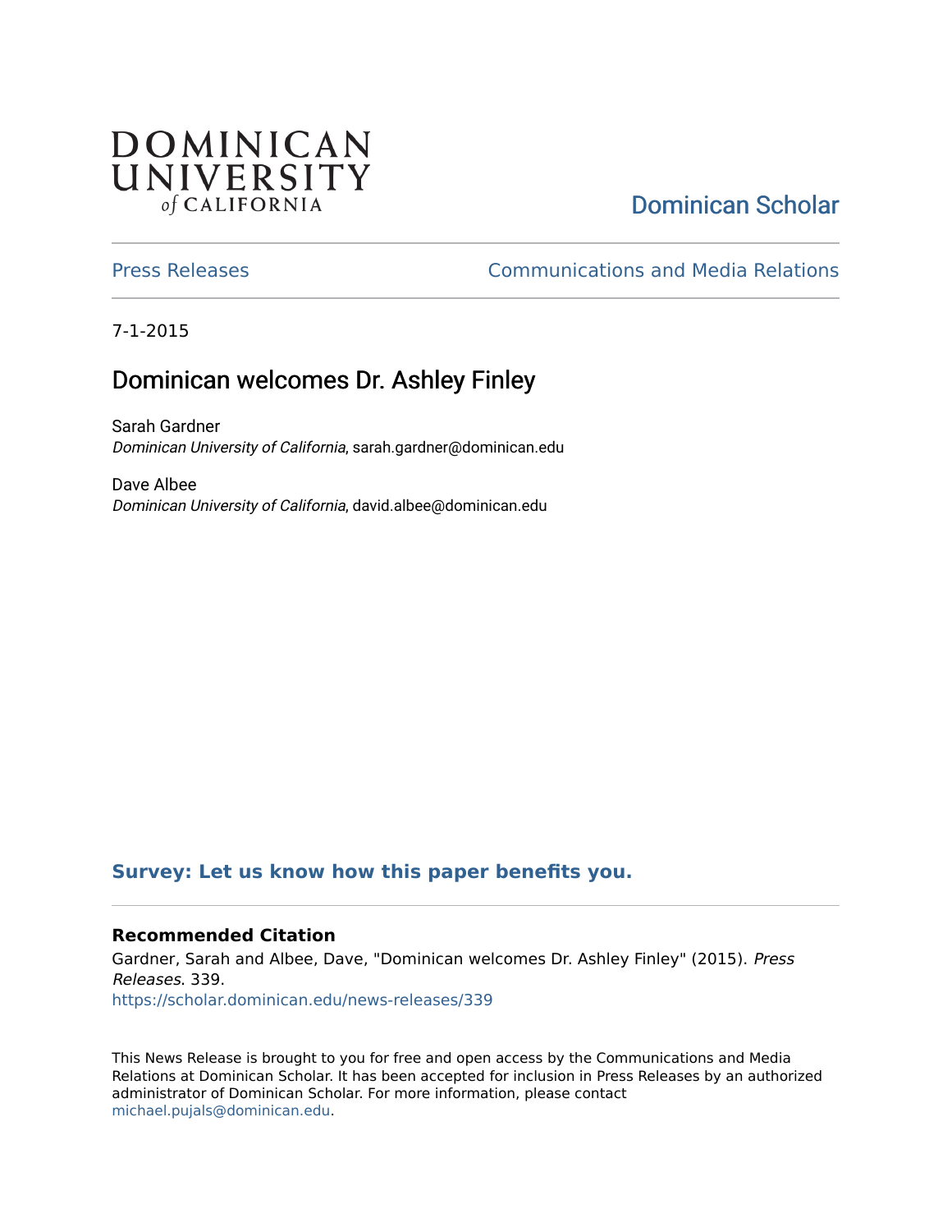DOMINICAN UNIVERSITY of CALIFORNIA

Dominican Scholar

Press Releases

Communications and Media Relations

7-1-2015

# Dominican welcomes Dr. Ashley Finley

Sarah Gardner
*Dominican University of California*, sarah.gardner@dominican.edu

Dave Albee
*Dominican University of California*, david.albee@dominican.edu

**Survey: Let us know how this paper benefits you.**

### Recommended Citation

Gardner, Sarah and Albee, Dave, "Dominican welcomes Dr. Ashley Finley" (2015). *Press Releases*. 339.
https://scholar.dominican.edu/news-releases/339

This News Release is brought to you for free and open access by the Communications and Media Relations at Dominican Scholar. It has been accepted for inclusion in Press Releases by an authorized administrator of Dominican Scholar. For more information, please contact michael.pujals@dominican.edu.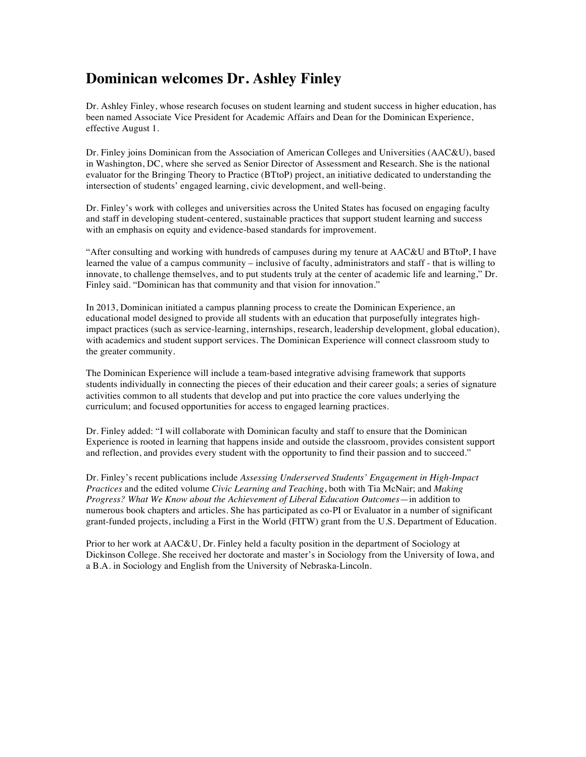# Dominican welcomes Dr. Ashley Finley

Dr. Ashley Finley, whose research focuses on student learning and student success in higher education, has been named Associate Vice President for Academic Affairs and Dean for the Dominican Experience, effective August 1.

Dr. Finley joins Dominican from the Association of American Colleges and Universities (AAC&U), based in Washington, DC, where she served as Senior Director of Assessment and Research. She is the national evaluator for the Bringing Theory to Practice (BTtoP) project, an initiative dedicated to understanding the intersection of students' engaged learning, civic development, and well-being.

Dr. Finley's work with colleges and universities across the United States has focused on engaging faculty and staff in developing student-centered, sustainable practices that support student learning and success with an emphasis on equity and evidence-based standards for improvement.

"After consulting and working with hundreds of campuses during my tenure at AAC&U and BTtoP, I have learned the value of a campus community – inclusive of faculty, administrators and staff - that is willing to innovate, to challenge themselves, and to put students truly at the center of academic life and learning," Dr. Finley said. "Dominican has that community and that vision for innovation."

In 2013, Dominican initiated a campus planning process to create the Dominican Experience, an educational model designed to provide all students with an education that purposefully integrates high-impact practices (such as service-learning, internships, research, leadership development, global education), with academics and student support services. The Dominican Experience will connect classroom study to the greater community.

The Dominican Experience will include a team-based integrative advising framework that supports students individually in connecting the pieces of their education and their career goals; a series of signature activities common to all students that develop and put into practice the core values underlying the curriculum; and focused opportunities for access to engaged learning practices.

Dr. Finley added: "I will collaborate with Dominican faculty and staff to ensure that the Dominican Experience is rooted in learning that happens inside and outside the classroom, provides consistent support and reflection, and provides every student with the opportunity to find their passion and to succeed."

Dr. Finley's recent publications include *Assessing Underserved Students' Engagement in High-Impact Practices* and the edited volume *Civic Learning and Teaching*, both with Tia McNair; and *Making Progress? What We Know about the Achievement of Liberal Education Outcomes*—in addition to numerous book chapters and articles. She has participated as co-PI or Evaluator in a number of significant grant-funded projects, including a First in the World (FITW) grant from the U.S. Department of Education.

Prior to her work at AAC&U, Dr. Finley held a faculty position in the department of Sociology at Dickinson College. She received her doctorate and master's in Sociology from the University of Iowa, and a B.A. in Sociology and English from the University of Nebraska-Lincoln.